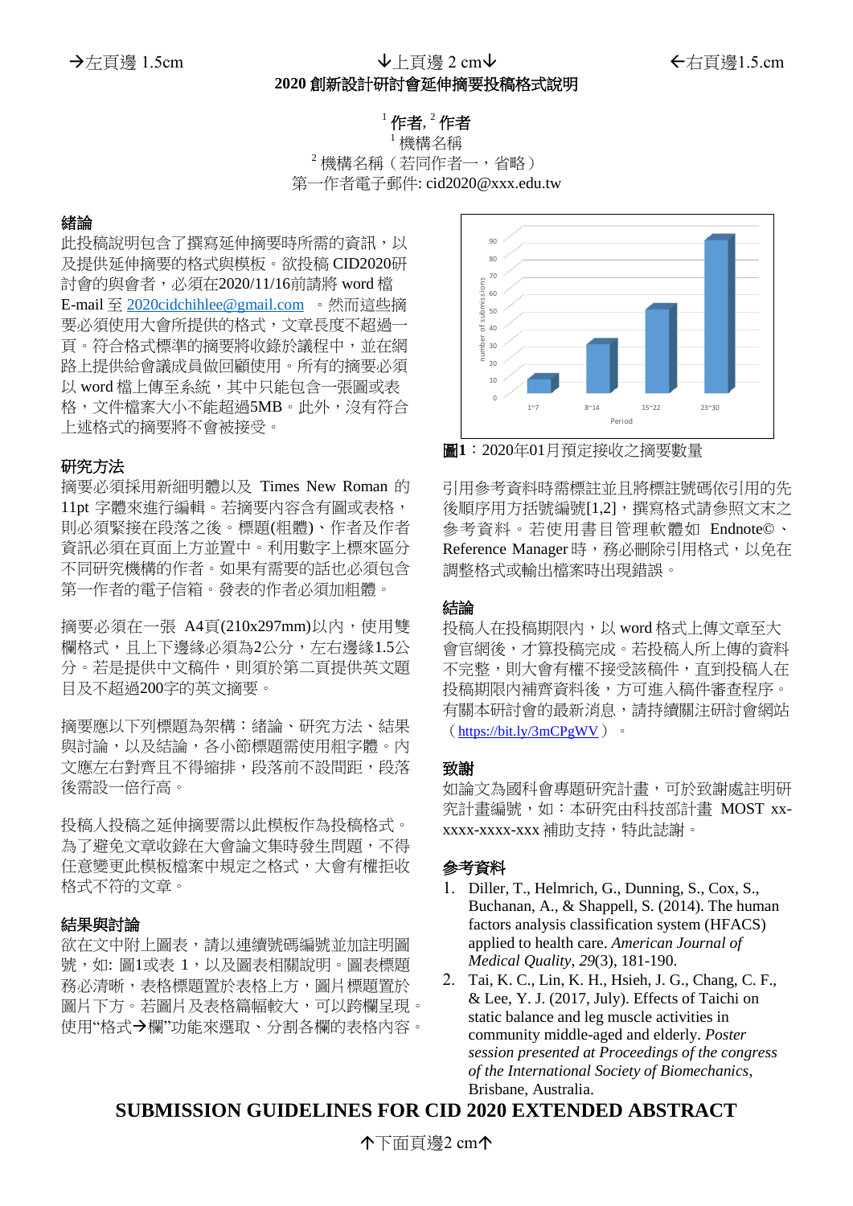→左頁邊 1.5cm　　↓上頁邊 2 cm↓　　←右頁邊1.5.cm

# 2020 創新設計研討會延伸摘要投稿格式說明

[1] **作者**, [2] **作者**

[1] 機構名稱

[2] 機構名稱（若同作者一，省略）

第一作者電子郵件: cid2020@xxx.edu.tw

## 緒論

此投稿說明包含了撰寫延伸摘要時所需的資訊，以及提供延伸摘要的格式與模板。欲投稿 CID2020研討會的與會者，必須在2020/11/16前請將 word 檔 E-mail 至 2020cidchihlee@gmail.com 。然而這些摘要必須使用大會所提供的格式，文章長度不超過一頁。符合格式標準的摘要將收錄於議程中，並在網路上提供給會議成員做回顧使用。所有的摘要必須以 word 檔上傳至系統，其中只能包含一張圖或表格，文件檔案大小不能超過5MB。此外，沒有符合上述格式的摘要將不會被接受。

## 研究方法

摘要必須採用新細明體以及 Times New Roman 的 11pt 字體來進行編輯。若摘要內容含有圖或表格，則必須緊接在段落之後。標題(粗體)、作者及作者資訊必須在頁面上方並置中。利用數字上標來區分不同研究機構的作者。如果有需要的話也必須包含第一作者的電子信箱。發表的作者必須加粗體。

摘要必須在一張 A4頁(210x297mm)以內，使用雙欄格式，且上下邊緣必須為2公分，左右邊緣1.5公分。若是提供中文稿件，則須於第二頁提供英文題目及不超過200字的英文摘要。

摘要應以下列標題為架構：緒論、研究方法、結果與討論，以及結論，各小節標題需使用粗字體。內文應左右對齊且不得縮排，段落前不設間距，段落後需設一倍行高。

投稿人投稿之延伸摘要需以此模板作為投稿格式。為了避免文章收錄在大會論文集時發生問題，不得任意變更此模板檔案中規定之格式，大會有權拒收格式不符的文章。

## 結果與討論

欲在文中附上圖表，請以連續號碼編號並加註明圖號，如: 圖1或表 1，以及圖表相關說明。圖表標題務必清晰，表格標題置於表格上方，圖片標題置於圖片下方。若圖片及表格篇幅較大，可以跨欄呈現。使用"格式→欄"功能來選取、分割各欄的表格內容。

**圖1**：2020年01月預定接收之摘要數量

引用參考資料時需標註並且將標註號碼依引用的先後順序用方括號編號[1,2]，撰寫格式請參照文末之參考資料。若使用書目管理軟體如 Endnote©、Reference Manager 時，務必刪除引用格式，以免在調整格式或輸出檔案時出現錯誤。

## 結論

投稿人在投稿期限內，以 word 格式上傳文章至大會官網後，才算投稿完成。若投稿人所上傳的資料不完整，則大會有權不接受該稿件，直到投稿人在投稿期限內補齊資料後，方可進入稿件審查程序。有關本研討會的最新消息，請持續關注研討會網站（https://bit.ly/3mCPgWV）。

## 致謝

如論文為國科會專題研究計畫，可於致謝處註明研究計畫編號，如：本研究由科技部計畫 MOST xx-xxxx-xxxx-xxx 補助支持，特此誌謝。

## 參考資料

1. Diller, T., Helmrich, G., Dunning, S., Cox, S., Buchanan, A., & Shappell, S. (2014). The human factors analysis classification system (HFACS) applied to health care. *American Journal of Medical Quality*, *29*(3), 181-190.
2. Tai, K. C., Lin, K. H., Hsieh, J. G., Chang, C. F., & Lee, Y. J. (2017, July). Effects of Taichi on static balance and leg muscle activities in community middle-aged and elderly. *Poster session presented at Proceedings of the congress of the International Society of Biomechanics*, Brisbane, Australia.

# SUBMISSION GUIDELINES FOR CID 2020 EXTENDED ABSTRACT

↑下面頁邊2 cm↑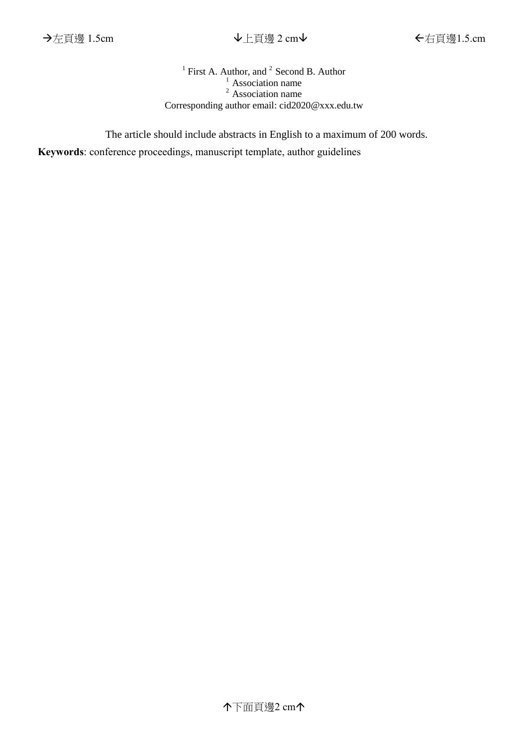→左頁邊 1.5cm ↓上頁邊 2 cm↓ ←右頁邊1.5.cm

[1] First A. Author, and [2] Second B. Author

[1] Association name

[2] Association name

Corresponding author email: cid2020@xxx.edu.tw

The article should include abstracts in English to a maximum of 200 words.

**Keywords**: conference proceedings, manuscript template, author guidelines

↑下面頁邊2 cm↑